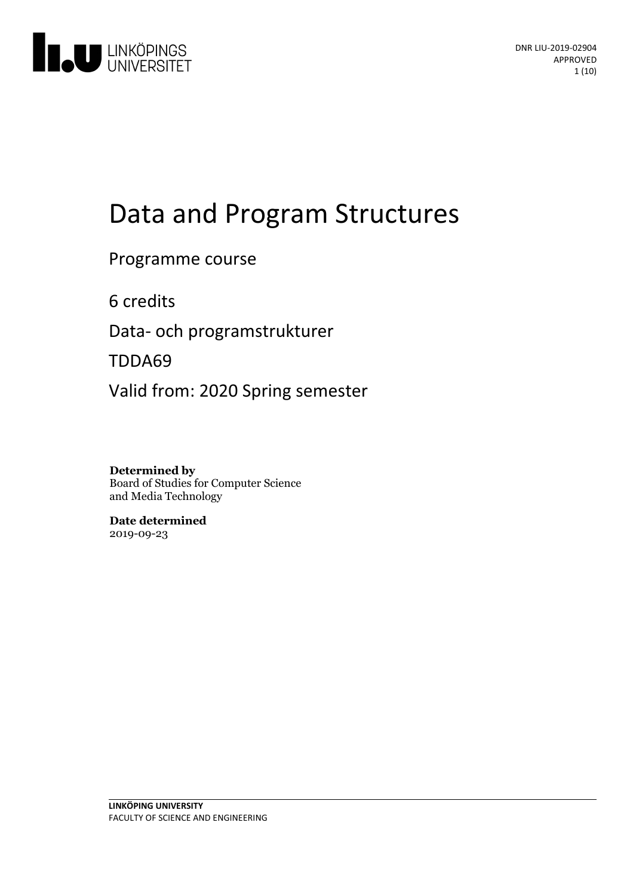DNR LIU-2019-02904
APPROVED

# Data and Program Structures

Programme course

6 credits

Data- och programstrukturer

TDDA69

Valid from: 2020 Spring semester

**Determined by**
Board of Studies for Computer Science and Media Technology

**Date determined**
2019-09-23

**LINKÖPING UNIVERSITY**
FACULTY OF SCIENCE AND ENGINEERING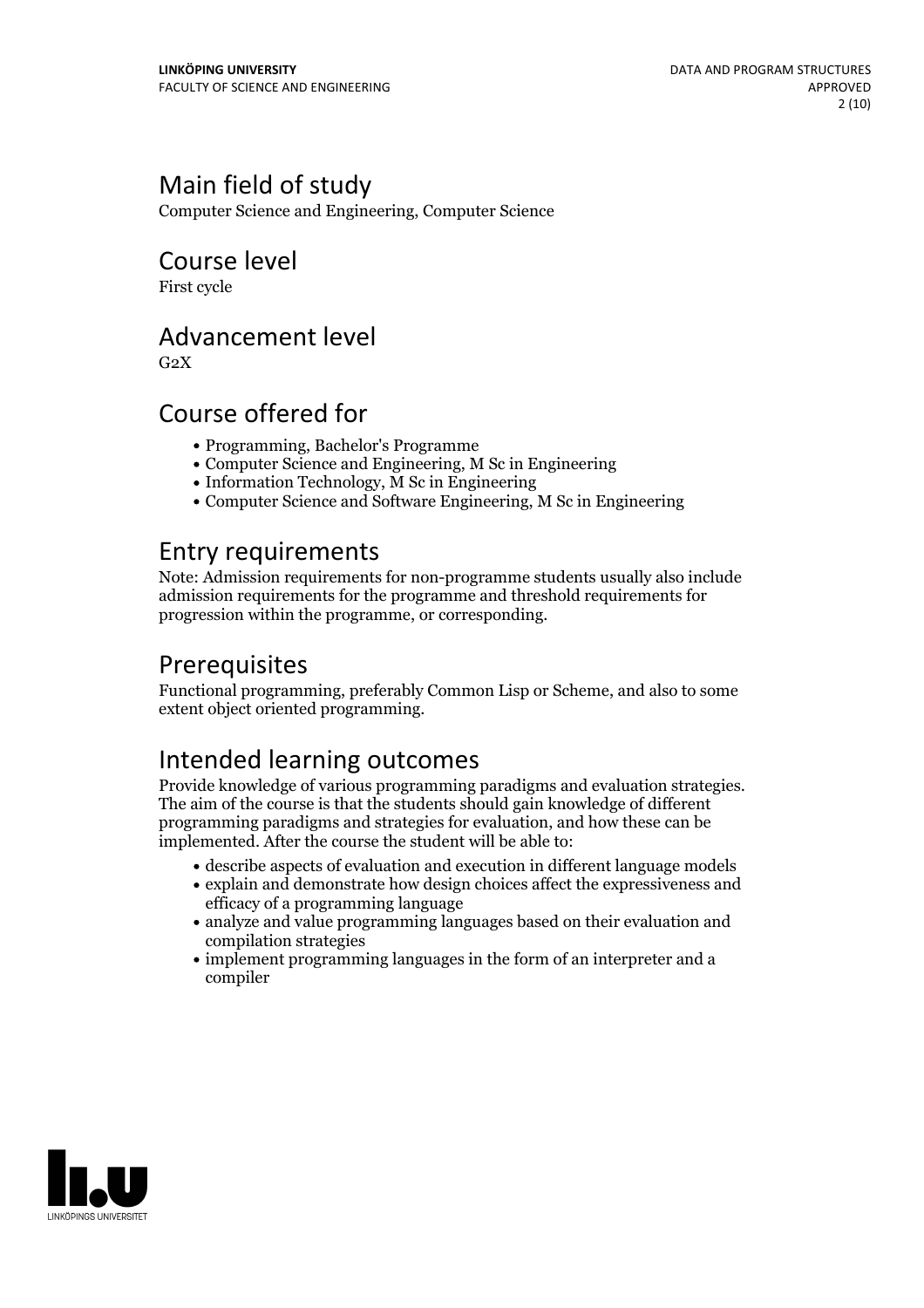## Main field of study

Computer Science and Engineering, Computer Science

## Course level

First cycle

## Advancement level

G2X

## Course offered for

- Programming, Bachelor's Programme
- Computer Science and Engineering, M Sc in Engineering
- Information Technology, M Sc in Engineering
- Computer Science and Software Engineering, M Sc in Engineering

## Entry requirements

Note: Admission requirements for non-programme students usually also include admission requirements for the programme and threshold requirements for progression within the programme, or corresponding.

## Prerequisites

Functional programming, preferably Common Lisp or Scheme, and also to some extent object oriented programming.

## Intended learning outcomes

Provide knowledge of various programming paradigms and evaluation strategies. The aim of the course is that the students should gain knowledge of different programming paradigms and strategies for evaluation, and how these can be implemented. After the course the student will be able to:

- describe aspects of evaluation and execution in different language models
- explain and demonstrate how design choices affect the expressiveness and efficacy of a programming language
- analyze and value programming languages based on their evaluation and compilation strategies
- implement programming languages in the form of an interpreter and a compiler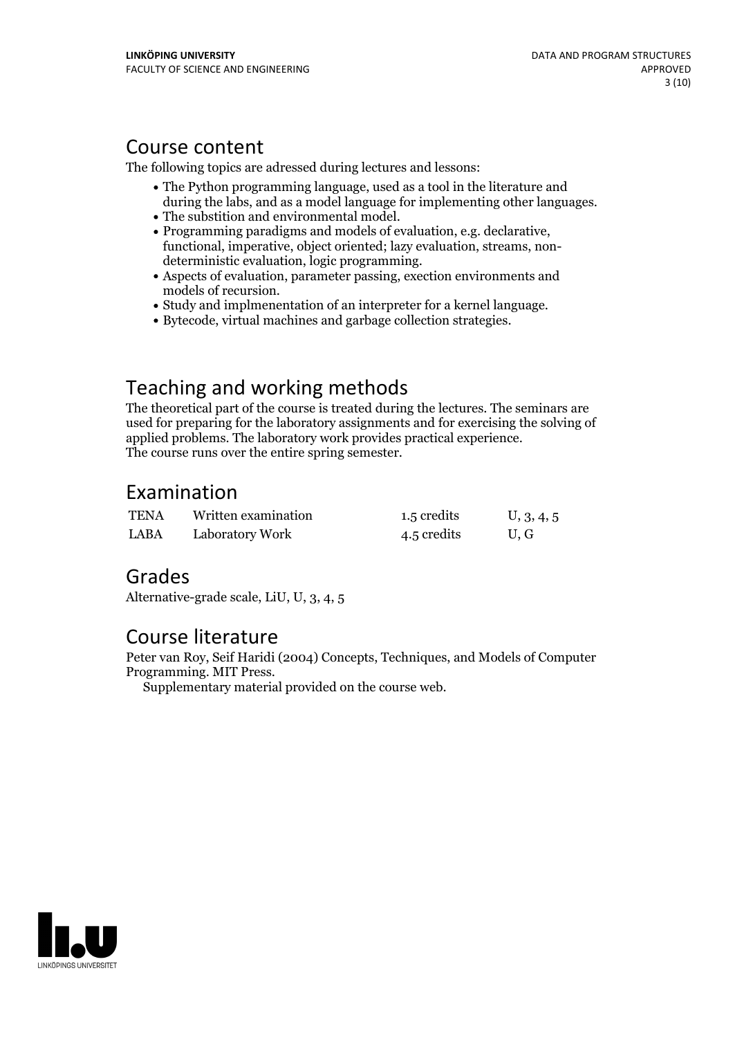## Course content

The following topics are adressed during lectures and lessons:

- The Python programming language, used as a tool in the literature and during the labs, and as a model language for implementing other languages.
- The substition and environmental model.
- Programming paradigms and models of evaluation, e.g. declarative, functional, imperative, object oriented; lazy evaluation, streams, non-deterministic evaluation, logic programming.
- Aspects of evaluation, parameter passing, exection environments and models of recursion.
- Study and implmenentation of an interpreter for a kernel language.
- Bytecode, virtual machines and garbage collection strategies.

## Teaching and working methods

The theoretical part of the course is treated during the lectures. The seminars are used for preparing for the laboratory assignments and for exercising the solving of applied problems. The laboratory work provides practical experience.
The course runs over the entire spring semester.

## Examination

| | | | |
|---|---|---|---|
| TENA | Written examination | 1.5 credits | U, 3, 4, 5 |
| LABA | Laboratory Work | 4.5 credits | U, G |

## Grades

Alternative-grade scale, LiU, U, 3, 4, 5

## Course literature

Peter van Roy, Seif Haridi (2004) Concepts, Techniques, and Models of Computer Programming. MIT Press.
Supplementary material provided on the course web.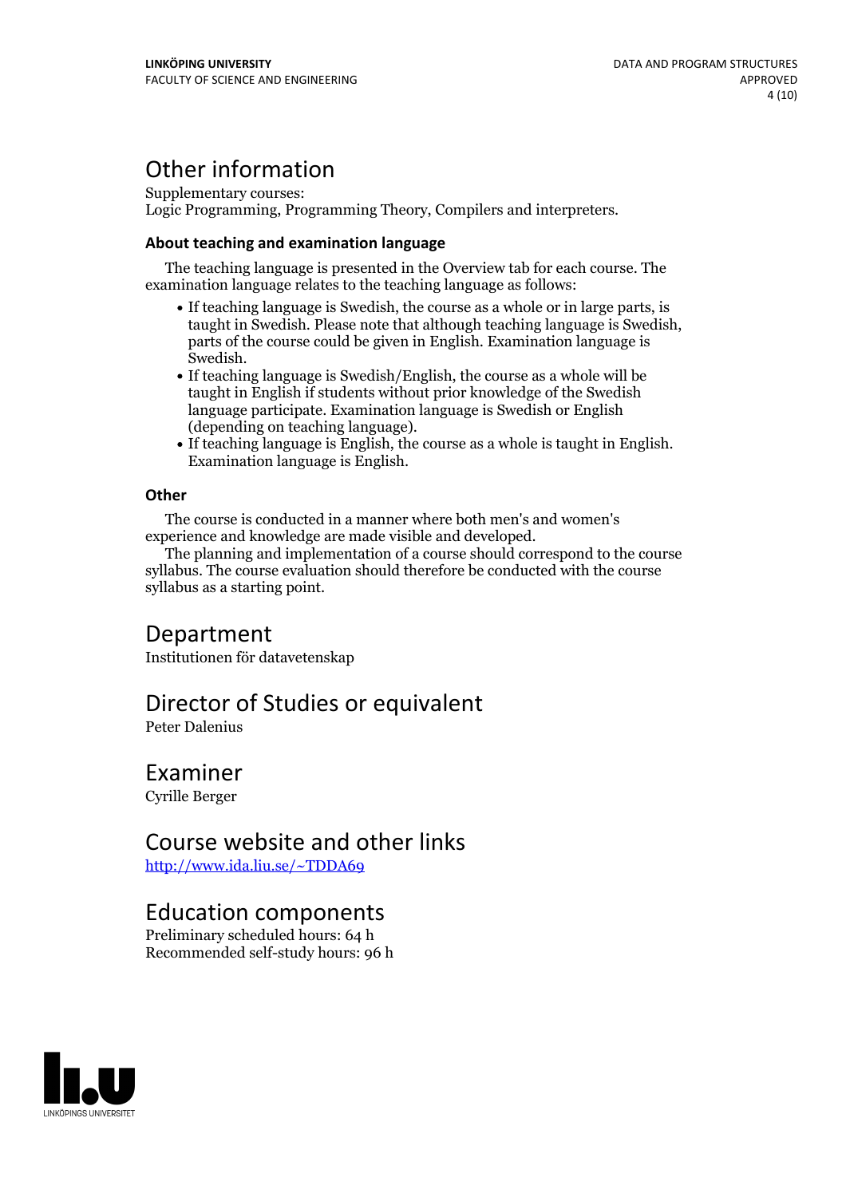# Other information

Supplementary courses:
Logic Programming, Programming Theory, Compilers and interpreters.

### About teaching and examination language

The teaching language is presented in the Overview tab for each course. The examination language relates to the teaching language as follows:

- If teaching language is Swedish, the course as a whole or in large parts, is taught in Swedish. Please note that although teaching language is Swedish, parts of the course could be given in English. Examination language is Swedish.
- If teaching language is Swedish/English, the course as a whole will be taught in English if students without prior knowledge of the Swedish language participate. Examination language is Swedish or English (depending on teaching language).
- If teaching language is English, the course as a whole is taught in English. Examination language is English.

### Other

The course is conducted in a manner where both men's and women's experience and knowledge are made visible and developed.

The planning and implementation of a course should correspond to the course syllabus. The course evaluation should therefore be conducted with the course syllabus as a starting point.

# Department

Institutionen för datavetenskap

# Director of Studies or equivalent

Peter Dalenius

# Examiner

Cyrille Berger

# Course website and other links

http://www.ida.liu.se/~TDDA69

# Education components

Preliminary scheduled hours: 64 h
Recommended self-study hours: 96 h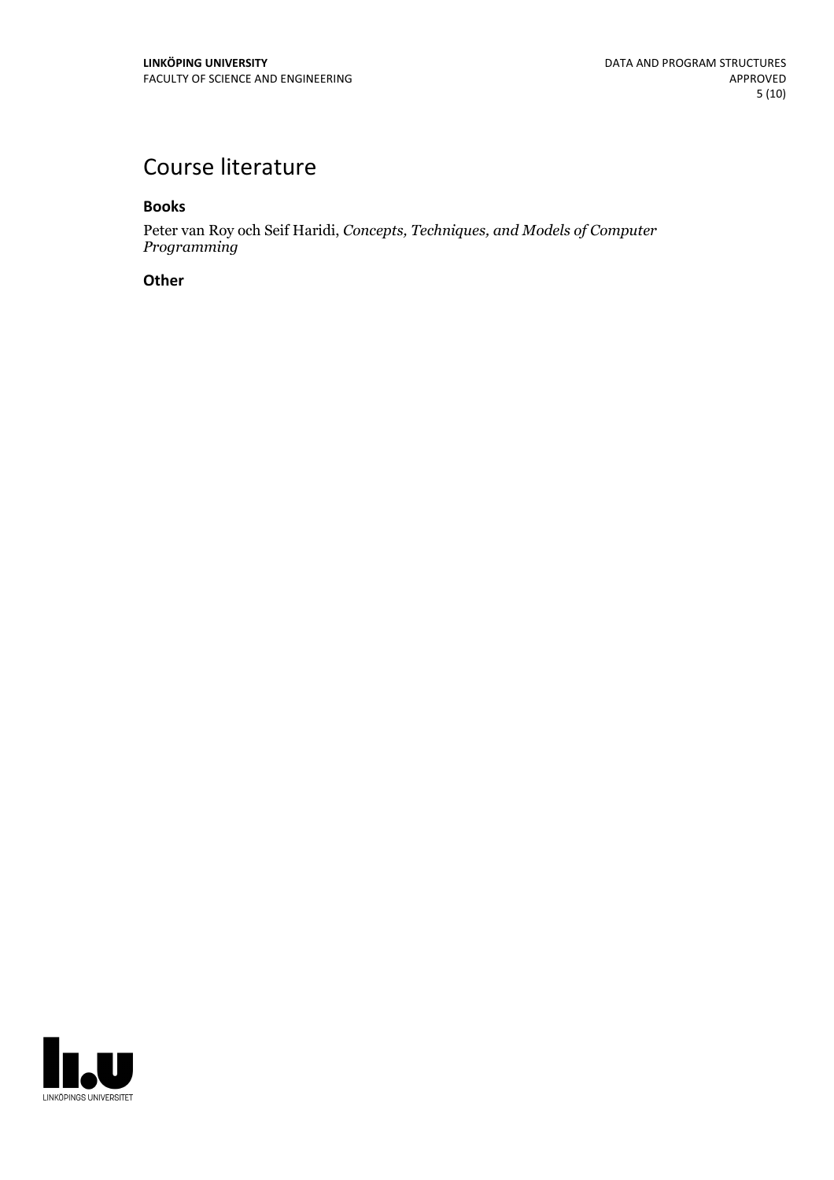# Course literature

### Books

Peter van Roy och Seif Haridi, *Concepts, Techniques, and Models of Computer Programming*

### Other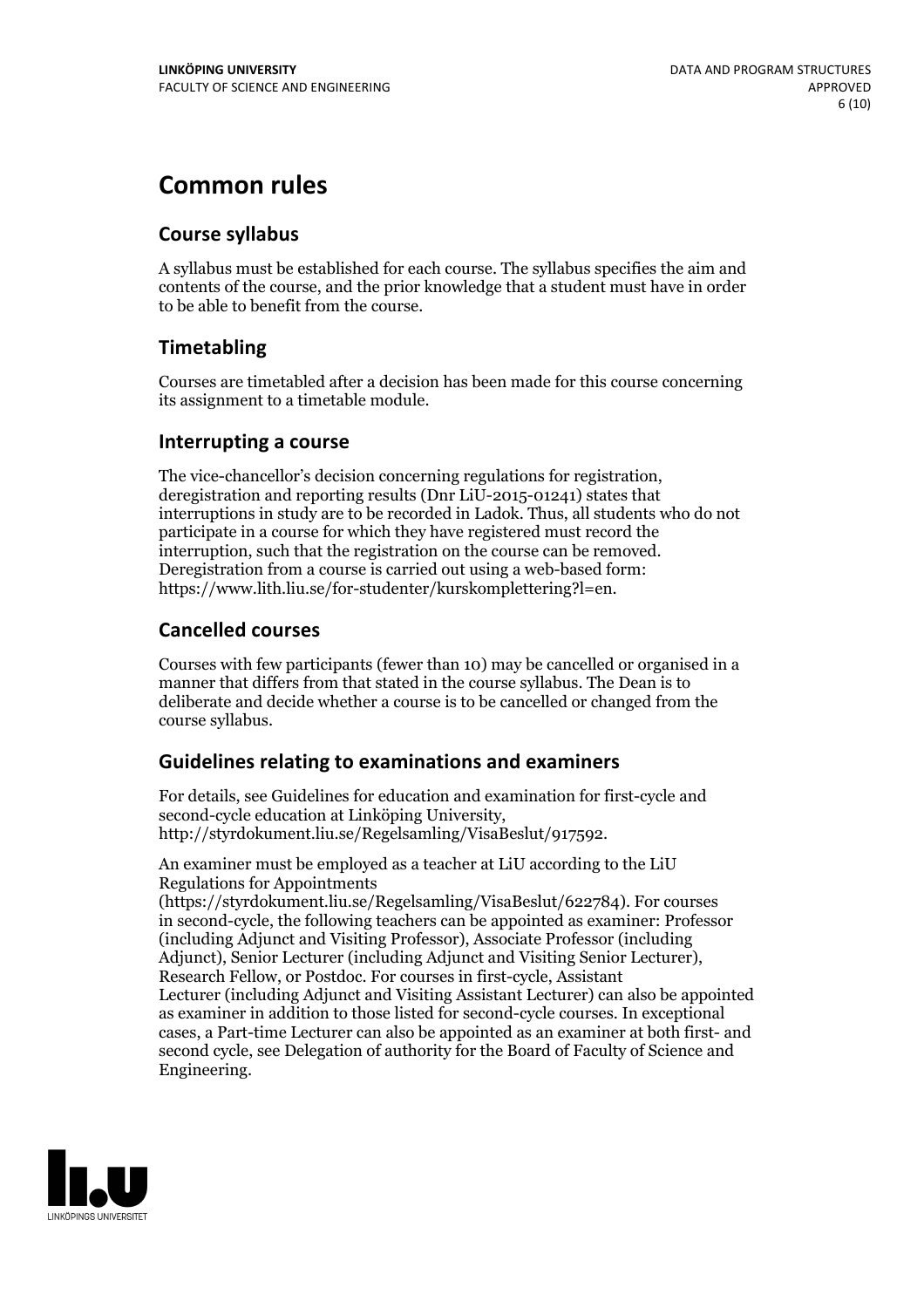# Common rules

## Course syllabus

A syllabus must be established for each course. The syllabus specifies the aim and contents of the course, and the prior knowledge that a student must have in order to be able to benefit from the course.

## Timetabling

Courses are timetabled after a decision has been made for this course concerning its assignment to a timetable module.

## Interrupting a course

The vice-chancellor's decision concerning regulations for registration, deregistration and reporting results (Dnr LiU-2015-01241) states that interruptions in study are to be recorded in Ladok. Thus, all students who do not participate in a course for which they have registered must record the interruption, such that the registration on the course can be removed. Deregistration from a course is carried out using a web-based form: https://www.lith.liu.se/for-studenter/kurskomplettering?l=en.

## Cancelled courses

Courses with few participants (fewer than 10) may be cancelled or organised in a manner that differs from that stated in the course syllabus. The Dean is to deliberate and decide whether a course is to be cancelled or changed from the course syllabus.

## Guidelines relating to examinations and examiners

For details, see Guidelines for education and examination for first-cycle and second-cycle education at Linköping University, http://styrdokument.liu.se/Regelsamling/VisaBeslut/917592.

An examiner must be employed as a teacher at LiU according to the LiU Regulations for Appointments (https://styrdokument.liu.se/Regelsamling/VisaBeslut/622784). For courses in second-cycle, the following teachers can be appointed as examiner: Professor (including Adjunct and Visiting Professor), Associate Professor (including Adjunct), Senior Lecturer (including Adjunct and Visiting Senior Lecturer), Research Fellow, or Postdoc. For courses in first-cycle, Assistant Lecturer (including Adjunct and Visiting Assistant Lecturer) can also be appointed as examiner in addition to those listed for second-cycle courses. In exceptional cases, a Part-time Lecturer can also be appointed as an examiner at both first- and second cycle, see Delegation of authority for the Board of Faculty of Science and Engineering.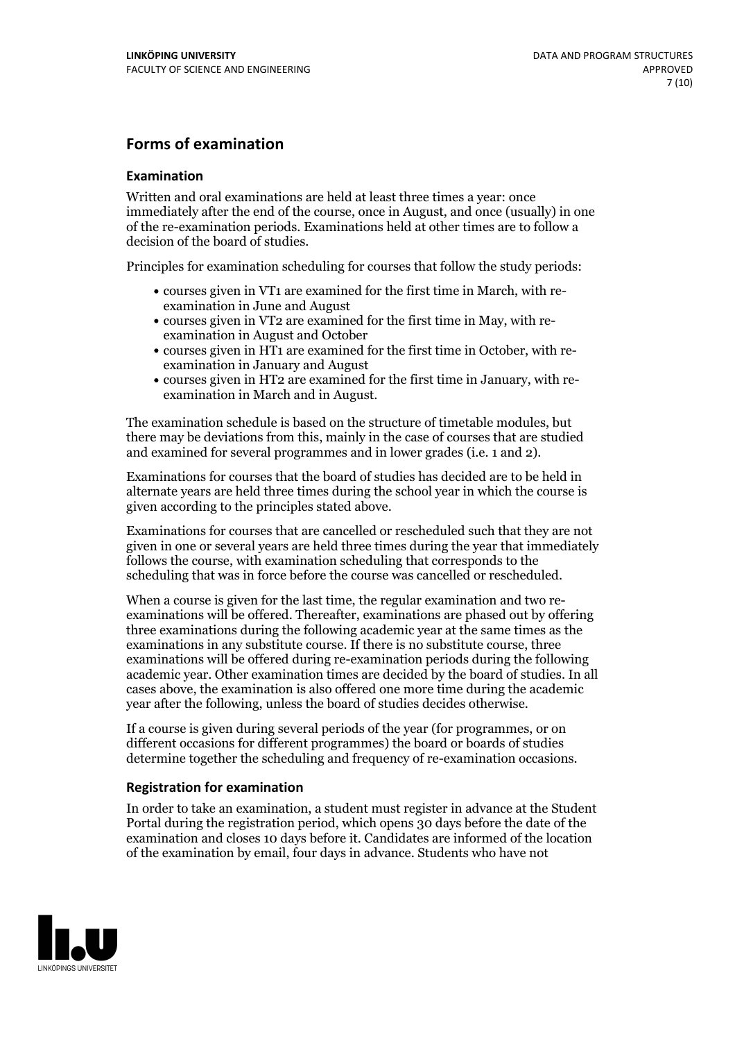## Forms of examination

### Examination

Written and oral examinations are held at least three times a year: once immediately after the end of the course, once in August, and once (usually) in one of the re-examination periods. Examinations held at other times are to follow a decision of the board of studies.

Principles for examination scheduling for courses that follow the study periods:

- courses given in VT1 are examined for the first time in March, with re-examination in June and August
- courses given in VT2 are examined for the first time in May, with re-examination in August and October
- courses given in HT1 are examined for the first time in October, with re-examination in January and August
- courses given in HT2 are examined for the first time in January, with re-examination in March and in August.

The examination schedule is based on the structure of timetable modules, but there may be deviations from this, mainly in the case of courses that are studied and examined for several programmes and in lower grades (i.e. 1 and 2).

Examinations for courses that the board of studies has decided are to be held in alternate years are held three times during the school year in which the course is given according to the principles stated above.

Examinations for courses that are cancelled or rescheduled such that they are not given in one or several years are held three times during the year that immediately follows the course, with examination scheduling that corresponds to the scheduling that was in force before the course was cancelled or rescheduled.

When a course is given for the last time, the regular examination and two re-examinations will be offered. Thereafter, examinations are phased out by offering three examinations during the following academic year at the same times as the examinations in any substitute course. If there is no substitute course, three examinations will be offered during re-examination periods during the following academic year. Other examination times are decided by the board of studies. In all cases above, the examination is also offered one more time during the academic year after the following, unless the board of studies decides otherwise.

If a course is given during several periods of the year (for programmes, or on different occasions for different programmes) the board or boards of studies determine together the scheduling and frequency of re-examination occasions.

### Registration for examination

In order to take an examination, a student must register in advance at the Student Portal during the registration period, which opens 30 days before the date of the examination and closes 10 days before it. Candidates are informed of the location of the examination by email, four days in advance. Students who have not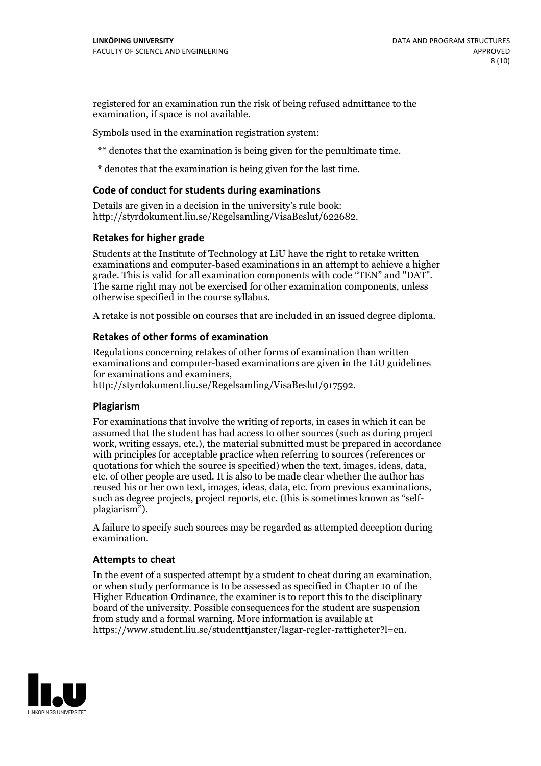registered for an examination run the risk of being refused admittance to the examination, if space is not available.

Symbols used in the examination registration system:

** denotes that the examination is being given for the penultimate time.

* denotes that the examination is being given for the last time.

### Code of conduct for students during examinations

Details are given in a decision in the university's rule book: http://styrdokument.liu.se/Regelsamling/VisaBeslut/622682.

### Retakes for higher grade

Students at the Institute of Technology at LiU have the right to retake written examinations and computer-based examinations in an attempt to achieve a higher grade. This is valid for all examination components with code "TEN" and "DAT". The same right may not be exercised for other examination components, unless otherwise specified in the course syllabus.

A retake is not possible on courses that are included in an issued degree diploma.

### Retakes of other forms of examination

Regulations concerning retakes of other forms of examination than written examinations and computer-based examinations are given in the LiU guidelines for examinations and examiners, http://styrdokument.liu.se/Regelsamling/VisaBeslut/917592.

### Plagiarism

For examinations that involve the writing of reports, in cases in which it can be assumed that the student has had access to other sources (such as during project work, writing essays, etc.), the material submitted must be prepared in accordance with principles for acceptable practice when referring to sources (references or quotations for which the source is specified) when the text, images, ideas, data, etc. of other people are used. It is also to be made clear whether the author has reused his or her own text, images, ideas, data, etc. from previous examinations, such as degree projects, project reports, etc. (this is sometimes known as "self-plagiarism").

A failure to specify such sources may be regarded as attempted deception during examination.

### Attempts to cheat

In the event of a suspected attempt by a student to cheat during an examination, or when study performance is to be assessed as specified in Chapter 10 of the Higher Education Ordinance, the examiner is to report this to the disciplinary board of the university. Possible consequences for the student are suspension from study and a formal warning. More information is available at https://www.student.liu.se/studenttjanster/lagar-regler-rattigheter?l=en.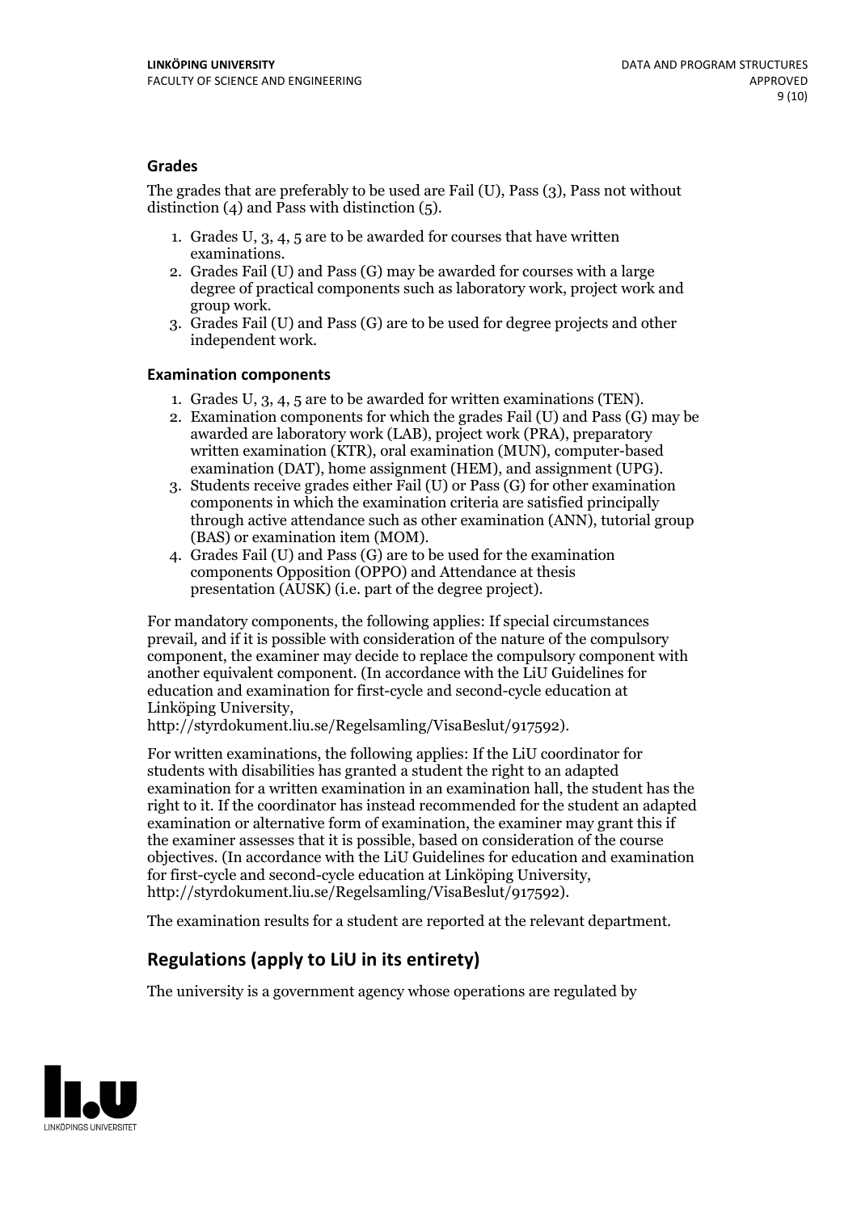### Grades

The grades that are preferably to be used are Fail (U), Pass (3), Pass not without distinction (4) and Pass with distinction (5).

1. Grades U, 3, 4, 5 are to be awarded for courses that have written examinations.
2. Grades Fail (U) and Pass (G) may be awarded for courses with a large degree of practical components such as laboratory work, project work and group work.
3. Grades Fail (U) and Pass (G) are to be used for degree projects and other independent work.

### Examination components

1. Grades U, 3, 4, 5 are to be awarded for written examinations (TEN).
2. Examination components for which the grades Fail (U) and Pass (G) may be awarded are laboratory work (LAB), project work (PRA), preparatory written examination (KTR), oral examination (MUN), computer-based examination (DAT), home assignment (HEM), and assignment (UPG).
3. Students receive grades either Fail (U) or Pass (G) for other examination components in which the examination criteria are satisfied principally through active attendance such as other examination (ANN), tutorial group (BAS) or examination item (MOM).
4. Grades Fail (U) and Pass (G) are to be used for the examination components Opposition (OPPO) and Attendance at thesis presentation (AUSK) (i.e. part of the degree project).

For mandatory components, the following applies: If special circumstances prevail, and if it is possible with consideration of the nature of the compulsory component, the examiner may decide to replace the compulsory component with another equivalent component. (In accordance with the LiU Guidelines for education and examination for first-cycle and second-cycle education at Linköping University, http://styrdokument.liu.se/Regelsamling/VisaBeslut/917592).

For written examinations, the following applies: If the LiU coordinator for students with disabilities has granted a student the right to an adapted examination for a written examination in an examination hall, the student has the right to it. If the coordinator has instead recommended for the student an adapted examination or alternative form of examination, the examiner may grant this if the examiner assesses that it is possible, based on consideration of the course objectives. (In accordance with the LiU Guidelines for education and examination for first-cycle and second-cycle education at Linköping University, http://styrdokument.liu.se/Regelsamling/VisaBeslut/917592).

The examination results for a student are reported at the relevant department.

## Regulations (apply to LiU in its entirety)

The university is a government agency whose operations are regulated by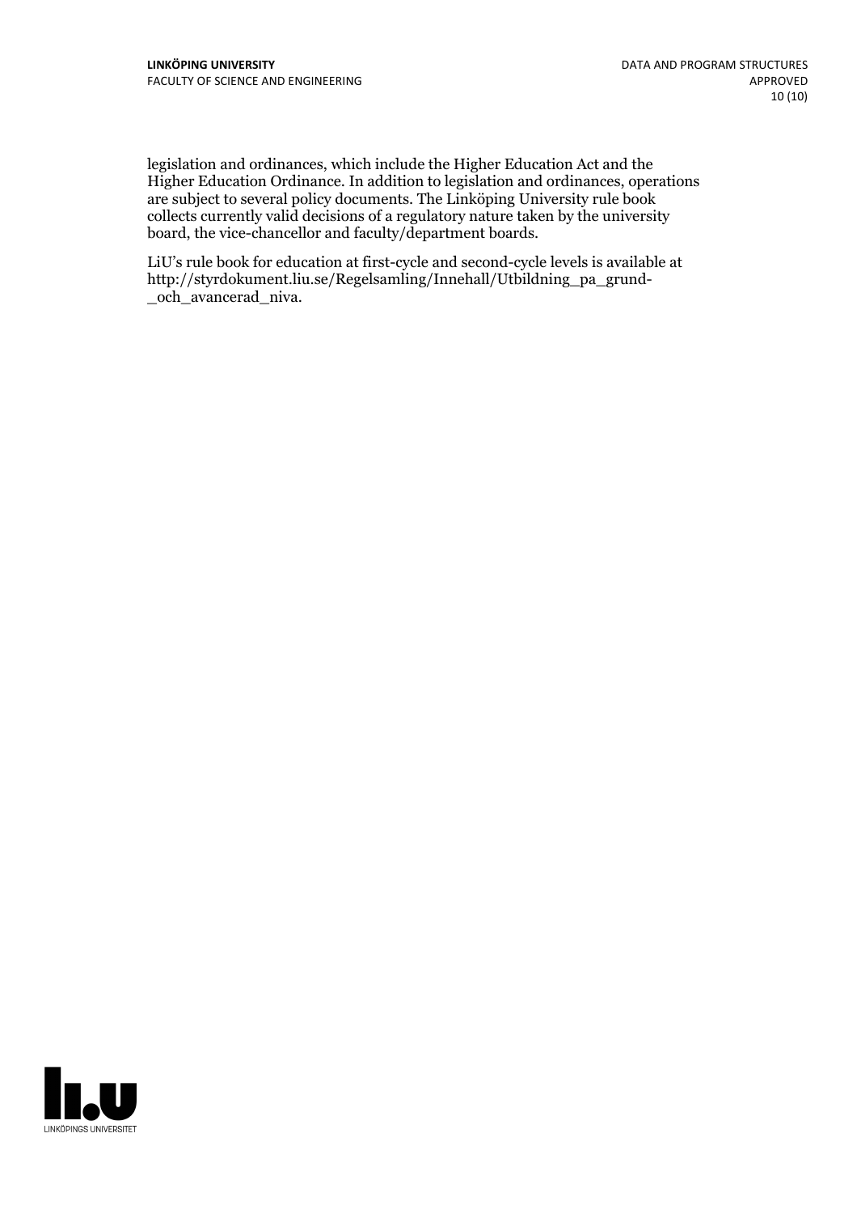legislation and ordinances, which include the Higher Education Act and the Higher Education Ordinance. In addition to legislation and ordinances, operations are subject to several policy documents. The Linköping University rule book collects currently valid decisions of a regulatory nature taken by the university board, the vice-chancellor and faculty/department boards.

LiU's rule book for education at first-cycle and second-cycle levels is available at http://styrdokument.liu.se/Regelsamling/Innehall/Utbildning_pa_grund-_och_avancerad_niva.